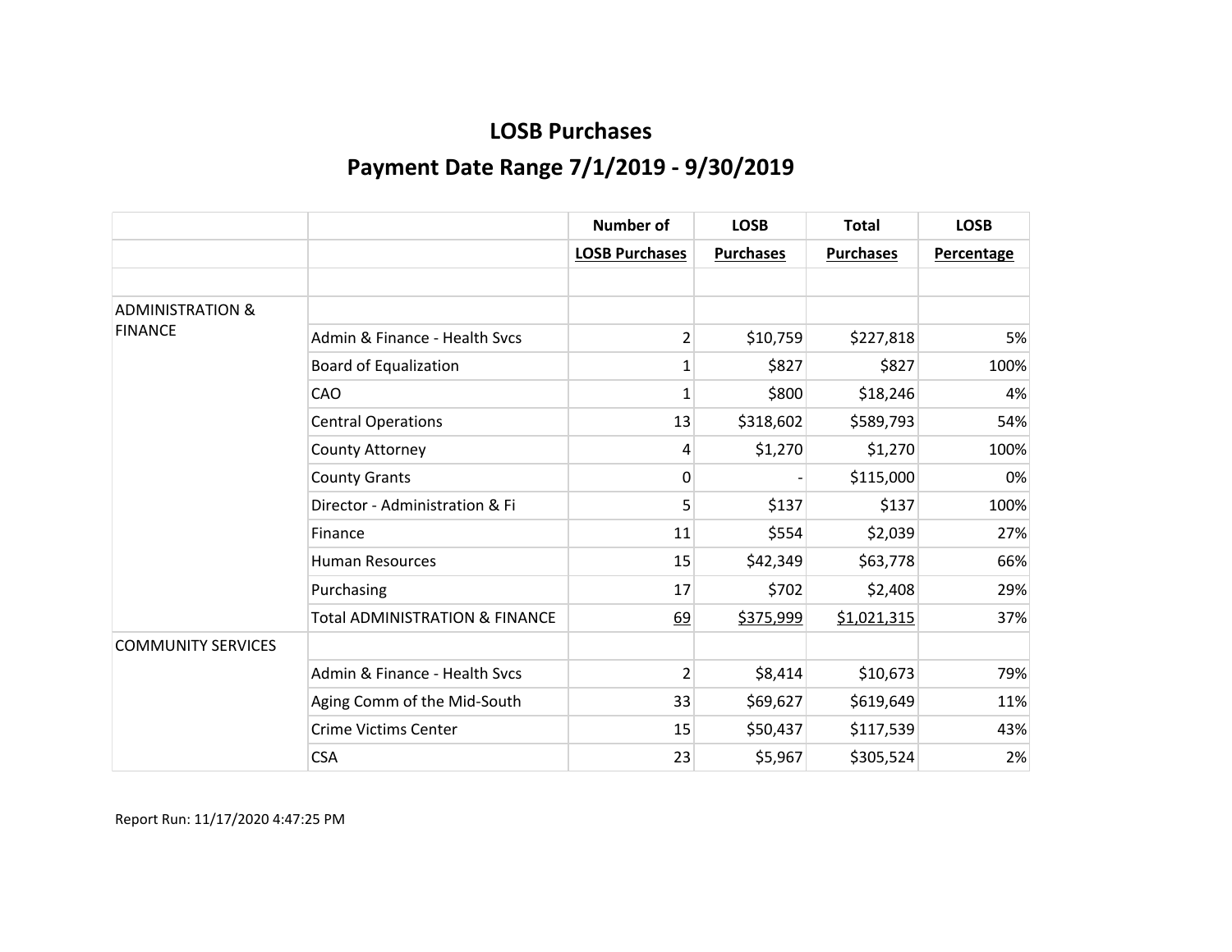# LOSB Purchases

## Payment Date Range 7/1/2019 - 9/30/2019

| | | Number of | LOSB | Total | LOSB |
|---|---|---|---|---|---|
| | | LOSB Purchases | Purchases | Purchases | Percentage |
| | | | | | |
| ADMINISTRATION & FINANCE | | | | | |
| | Admin & Finance - Health Svcs | 2 | $10,759 | $227,818 | 5% |
| | Board of Equalization | 1 | $827 | $827 | 100% |
| | CAO | 1 | $800 | $18,246 | 4% |
| | Central Operations | 13 | $318,602 | $589,793 | 54% |
| | County Attorney | 4 | $1,270 | $1,270 | 100% |
| | County Grants | 0 | - | $115,000 | 0% |
| | Director - Administration & Fi | 5 | $137 | $137 | 100% |
| | Finance | 11 | $554 | $2,039 | 27% |
| | Human Resources | 15 | $42,349 | $63,778 | 66% |
| | Purchasing | 17 | $702 | $2,408 | 29% |
| | Total ADMINISTRATION & FINANCE | 69 | $375,999 | $1,021,315 | 37% |
| COMMUNITY SERVICES | | | | | |
| | Admin & Finance - Health Svcs | 2 | $8,414 | $10,673 | 79% |
| | Aging Comm of the Mid-South | 33 | $69,627 | $619,649 | 11% |
| | Crime Victims Center | 15 | $50,437 | $117,539 | 43% |
| | CSA | 23 | $5,967 | $305,524 | 2% |

Report Run: 11/17/2020 4:47:25 PM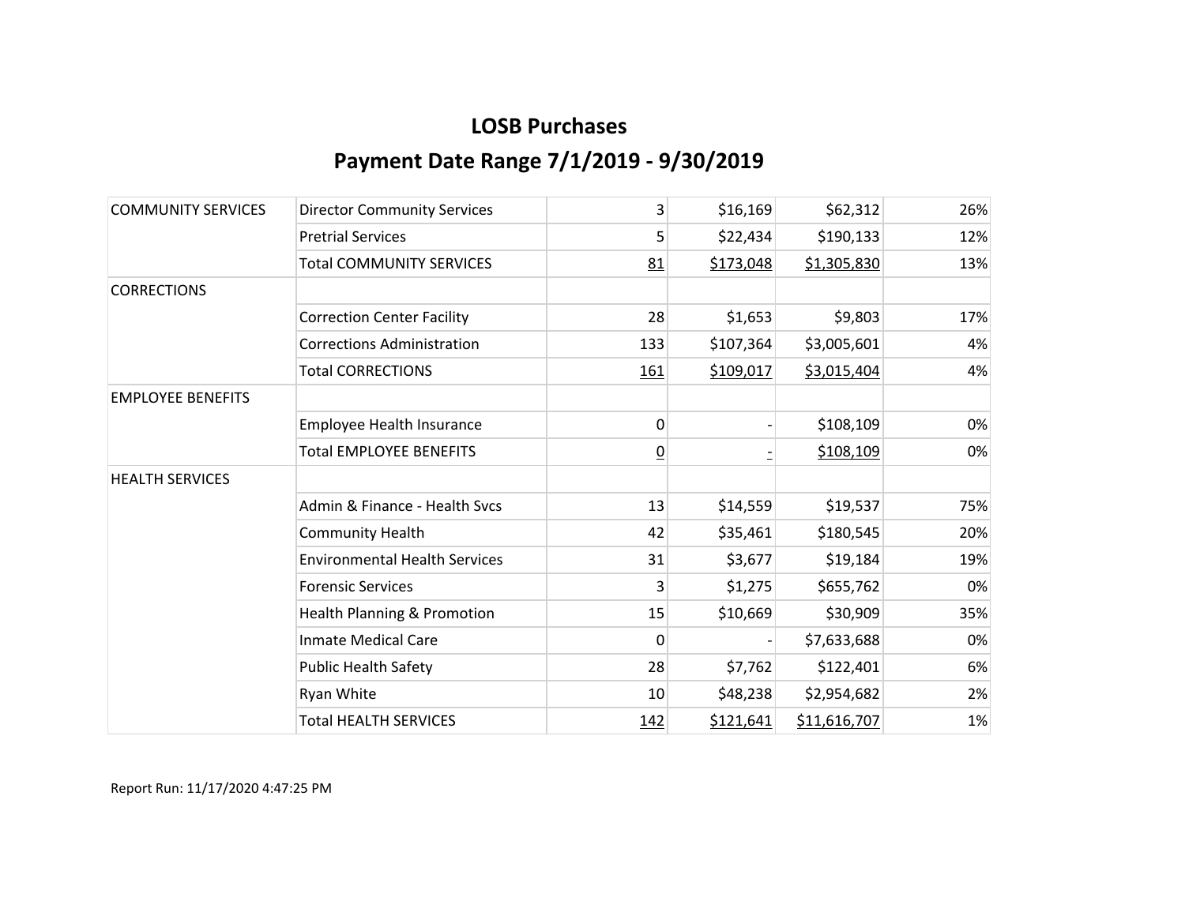# LOSB Purchases

## Payment Date Range 7/1/2019 - 9/30/2019

| | | | | | |
|---|---|---|---|---|---|
| COMMUNITY SERVICES | Director Community Services | 3 | $16,169 | $62,312 | 26% |
| | Pretrial Services | 5 | $22,434 | $190,133 | 12% |
| | Total COMMUNITY SERVICES | 81 | $173,048 | $1,305,830 | 13% |
| CORRECTIONS | | | | | |
| | Correction Center Facility | 28 | $1,653 | $9,803 | 17% |
| | Corrections Administration | 133 | $107,364 | $3,005,601 | 4% |
| | Total CORRECTIONS | 161 | $109,017 | $3,015,404 | 4% |
| EMPLOYEE BENEFITS | | | | | |
| | Employee Health Insurance | 0 | - | $108,109 | 0% |
| | Total EMPLOYEE BENEFITS | 0 | - | $108,109 | 0% |
| HEALTH SERVICES | | | | | |
| | Admin & Finance - Health Svcs | 13 | $14,559 | $19,537 | 75% |
| | Community Health | 42 | $35,461 | $180,545 | 20% |
| | Environmental Health Services | 31 | $3,677 | $19,184 | 19% |
| | Forensic Services | 3 | $1,275 | $655,762 | 0% |
| | Health Planning & Promotion | 15 | $10,669 | $30,909 | 35% |
| | Inmate Medical Care | 0 | - | $7,633,688 | 0% |
| | Public Health Safety | 28 | $7,762 | $122,401 | 6% |
| | Ryan White | 10 | $48,238 | $2,954,682 | 2% |
| | Total HEALTH SERVICES | 142 | $121,641 | $11,616,707 | 1% |

Report Run: 11/17/2020 4:47:25 PM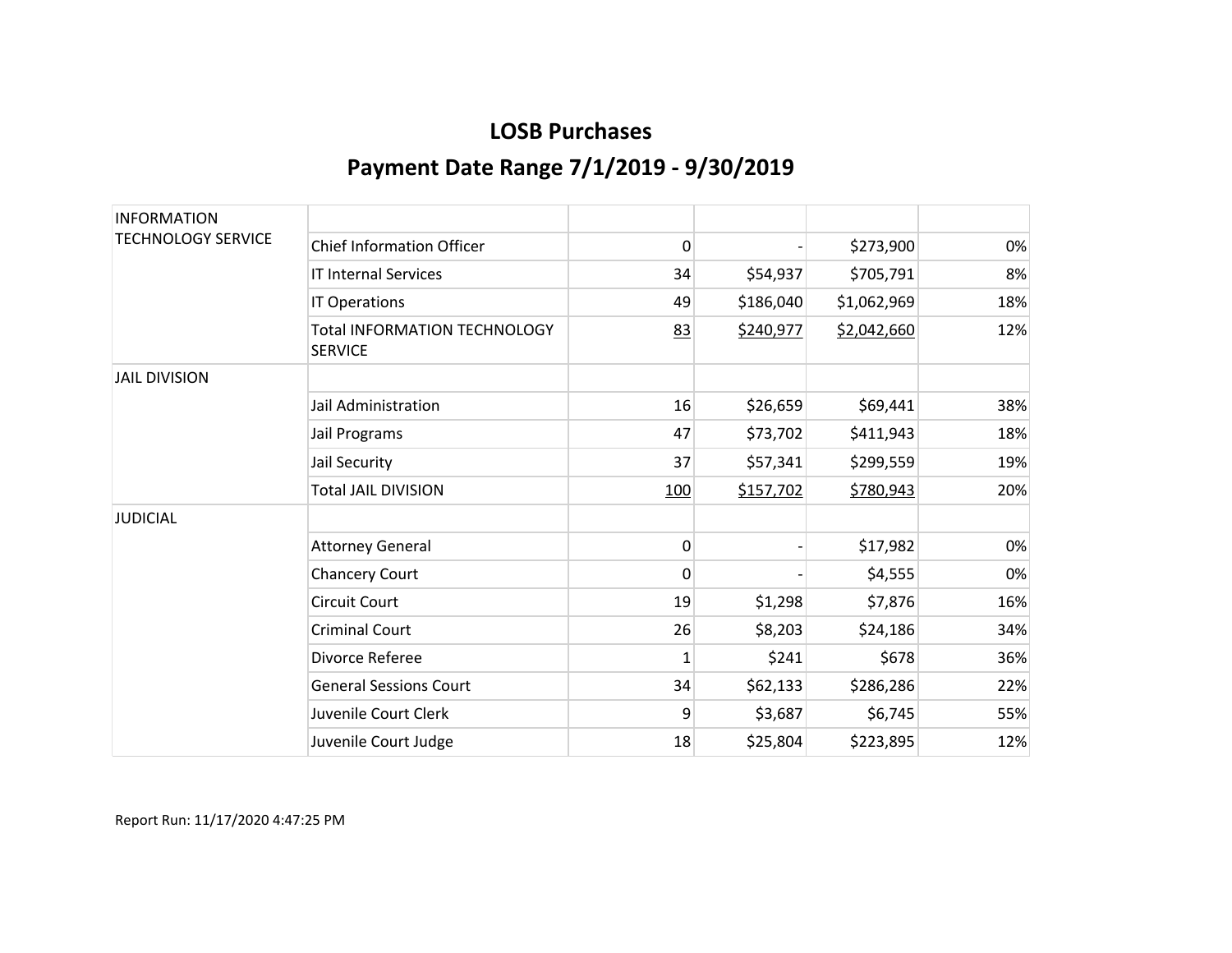# LOSB Purchases

## Payment Date Range 7/1/2019 - 9/30/2019

| | | | | | |
|---|---|---|---|---|---|
| INFORMATION TECHNOLOGY SERVICE | | | | | |
| | Chief Information Officer | 0 | - | $273,900 | 0% |
| | IT Internal Services | 34 | $54,937 | $705,791 | 8% |
| | IT Operations | 49 | $186,040 | $1,062,969 | 18% |
| | Total INFORMATION TECHNOLOGY SERVICE | 83 | $240,977 | $2,042,660 | 12% |
| JAIL DIVISION | | | | | |
| | Jail Administration | 16 | $26,659 | $69,441 | 38% |
| | Jail Programs | 47 | $73,702 | $411,943 | 18% |
| | Jail Security | 37 | $57,341 | $299,559 | 19% |
| | Total JAIL DIVISION | 100 | $157,702 | $780,943 | 20% |
| JUDICIAL | | | | | |
| | Attorney General | 0 | - | $17,982 | 0% |
| | Chancery Court | 0 | - | $4,555 | 0% |
| | Circuit Court | 19 | $1,298 | $7,876 | 16% |
| | Criminal Court | 26 | $8,203 | $24,186 | 34% |
| | Divorce Referee | 1 | $241 | $678 | 36% |
| | General Sessions Court | 34 | $62,133 | $286,286 | 22% |
| | Juvenile Court Clerk | 9 | $3,687 | $6,745 | 55% |
| | Juvenile Court Judge | 18 | $25,804 | $223,895 | 12% |

Report Run: 11/17/2020 4:47:25 PM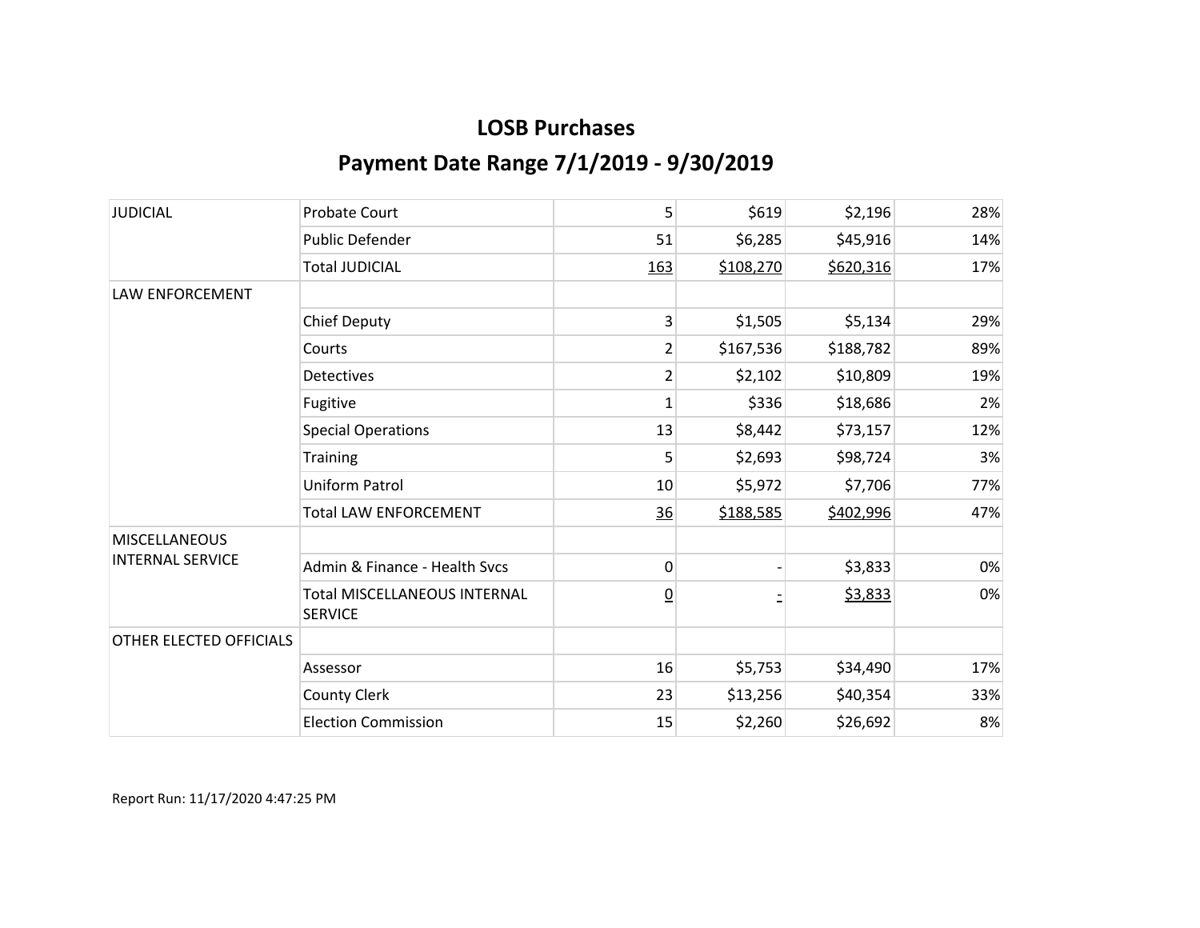# LOSB Purchases

## Payment Date Range 7/1/2019 - 9/30/2019

| | | | | | |
|---|---|---|---|---|---|
| JUDICIAL | Probate Court | 5 | $619 | $2,196 | 28% |
| | Public Defender | 51 | $6,285 | $45,916 | 14% |
| | Total JUDICIAL | 163 | $108,270 | $620,316 | 17% |
| LAW ENFORCEMENT | | | | | |
| | Chief Deputy | 3 | $1,505 | $5,134 | 29% |
| | Courts | 2 | $167,536 | $188,782 | 89% |
| | Detectives | 2 | $2,102 | $10,809 | 19% |
| | Fugitive | 1 | $336 | $18,686 | 2% |
| | Special Operations | 13 | $8,442 | $73,157 | 12% |
| | Training | 5 | $2,693 | $98,724 | 3% |
| | Uniform Patrol | 10 | $5,972 | $7,706 | 77% |
| | Total LAW ENFORCEMENT | 36 | $188,585 | $402,996 | 47% |
| MISCELLANEOUS INTERNAL SERVICE | | | | | |
| | Admin & Finance - Health Svcs | 0 | - | $3,833 | 0% |
| | Total MISCELLANEOUS INTERNAL SERVICE | 0 | - | $3,833 | 0% |
| OTHER ELECTED OFFICIALS | | | | | |
| | Assessor | 16 | $5,753 | $34,490 | 17% |
| | County Clerk | 23 | $13,256 | $40,354 | 33% |
| | Election Commission | 15 | $2,260 | $26,692 | 8% |

Report Run: 11/17/2020 4:47:25 PM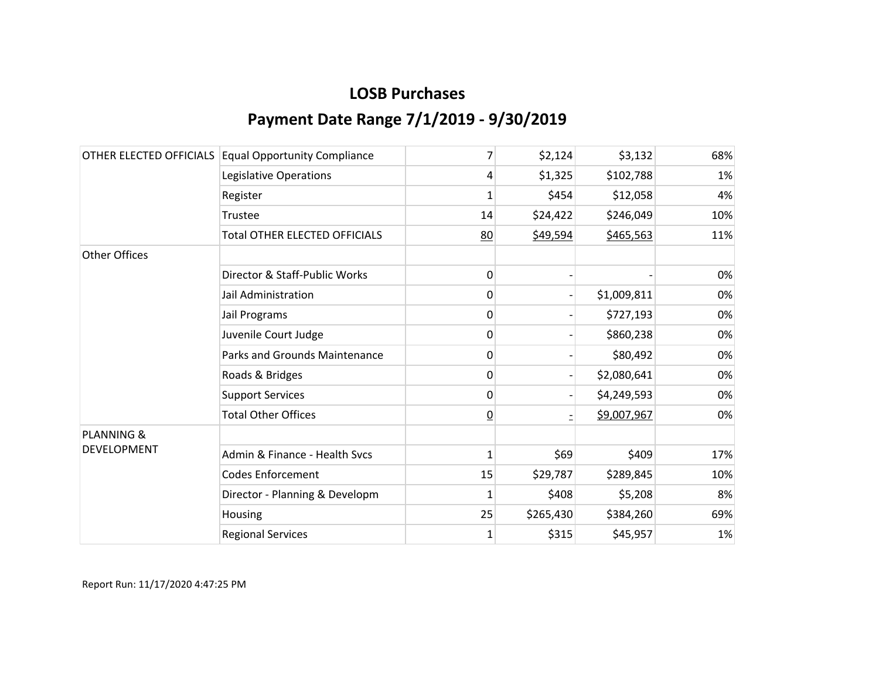# LOSB Purchases

## Payment Date Range 7/1/2019 - 9/30/2019

| | | | | | |
|---|---|---|---|---|---|
| OTHER ELECTED OFFICIALS | Equal Opportunity Compliance | 7 | $2,124 | $3,132 | 68% |
| | Legislative Operations | 4 | $1,325 | $102,788 | 1% |
| | Register | 1 | $454 | $12,058 | 4% |
| | Trustee | 14 | $24,422 | $246,049 | 10% |
| | Total OTHER ELECTED OFFICIALS | 80 | $49,594 | $465,563 | 11% |
| Other Offices | | | | | |
| | Director & Staff-Public Works | 0 | - | - | 0% |
| | Jail Administration | 0 | - | $1,009,811 | 0% |
| | Jail Programs | 0 | - | $727,193 | 0% |
| | Juvenile Court Judge | 0 | - | $860,238 | 0% |
| | Parks and Grounds Maintenance | 0 | - | $80,492 | 0% |
| | Roads & Bridges | 0 | - | $2,080,641 | 0% |
| | Support Services | 0 | - | $4,249,593 | 0% |
| | Total Other Offices | 0 | - | $9,007,967 | 0% |
| PLANNING & DEVELOPMENT | | | | | |
| | Admin & Finance - Health Svcs | 1 | $69 | $409 | 17% |
| | Codes Enforcement | 15 | $29,787 | $289,845 | 10% |
| | Director - Planning & Developm | 1 | $408 | $5,208 | 8% |
| | Housing | 25 | $265,430 | $384,260 | 69% |
| | Regional Services | 1 | $315 | $45,957 | 1% |

Report Run: 11/17/2020 4:47:25 PM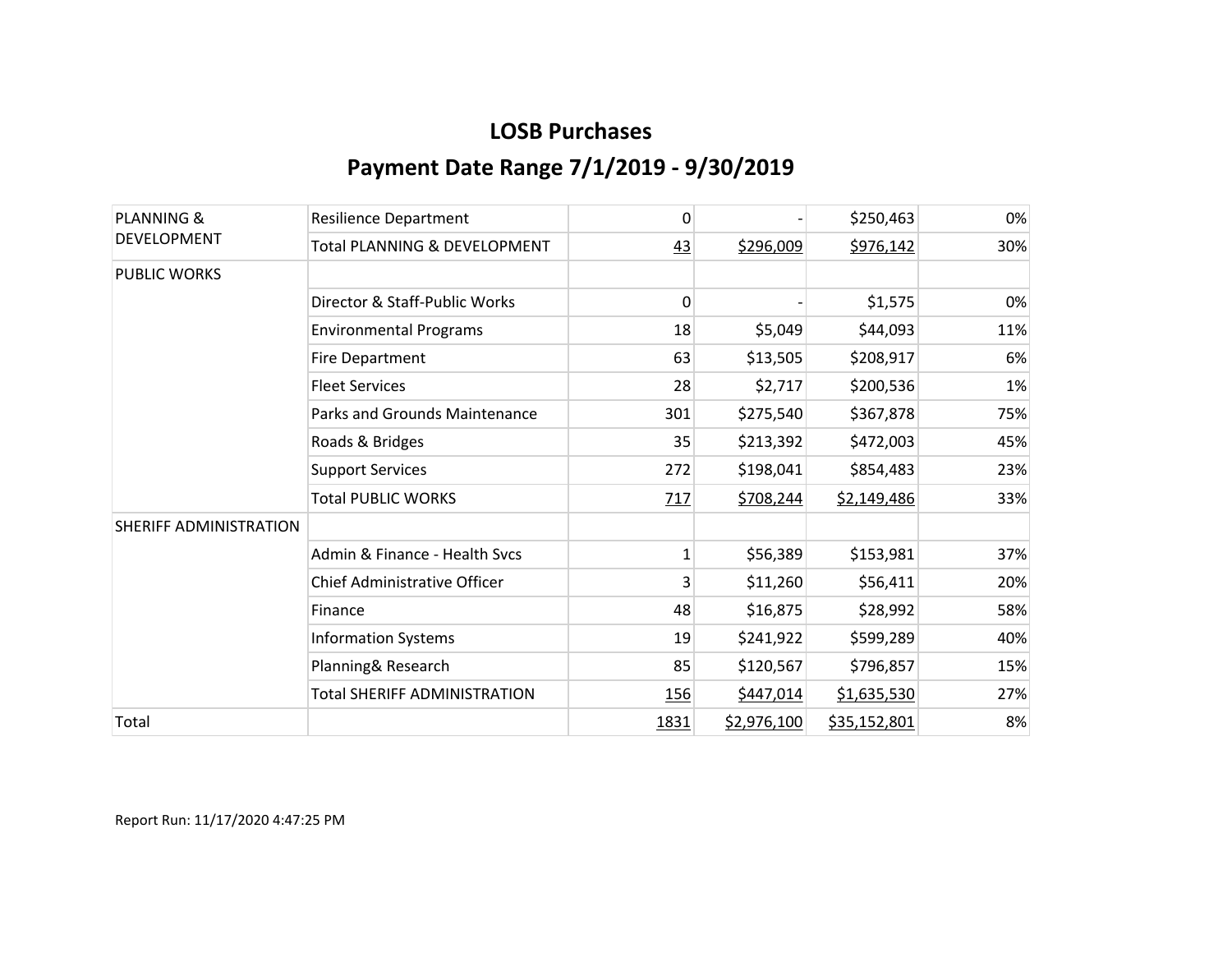## LOSB Purchases

## Payment Date Range 7/1/2019 - 9/30/2019

| | | | | | |
|---|---|---|---|---|---|
| PLANNING & DEVELOPMENT | Resilience Department | 0 | - | $250,463 | 0% |
| | Total PLANNING & DEVELOPMENT | 43 | $296,009 | $976,142 | 30% |
| PUBLIC WORKS | | | | | |
| | Director & Staff-Public Works | 0 | - | $1,575 | 0% |
| | Environmental Programs | 18 | $5,049 | $44,093 | 11% |
| | Fire Department | 63 | $13,505 | $208,917 | 6% |
| | Fleet Services | 28 | $2,717 | $200,536 | 1% |
| | Parks and Grounds Maintenance | 301 | $275,540 | $367,878 | 75% |
| | Roads & Bridges | 35 | $213,392 | $472,003 | 45% |
| | Support Services | 272 | $198,041 | $854,483 | 23% |
| | Total PUBLIC WORKS | 717 | $708,244 | $2,149,486 | 33% |
| SHERIFF ADMINISTRATION | | | | | |
| | Admin & Finance - Health Svcs | 1 | $56,389 | $153,981 | 37% |
| | Chief Administrative Officer | 3 | $11,260 | $56,411 | 20% |
| | Finance | 48 | $16,875 | $28,992 | 58% |
| | Information Systems | 19 | $241,922 | $599,289 | 40% |
| | Planning& Research | 85 | $120,567 | $796,857 | 15% |
| | Total SHERIFF ADMINISTRATION | 156 | $447,014 | $1,635,530 | 27% |
| Total | | 1831 | $2,976,100 | $35,152,801 | 8% |

Report Run: 11/17/2020 4:47:25 PM